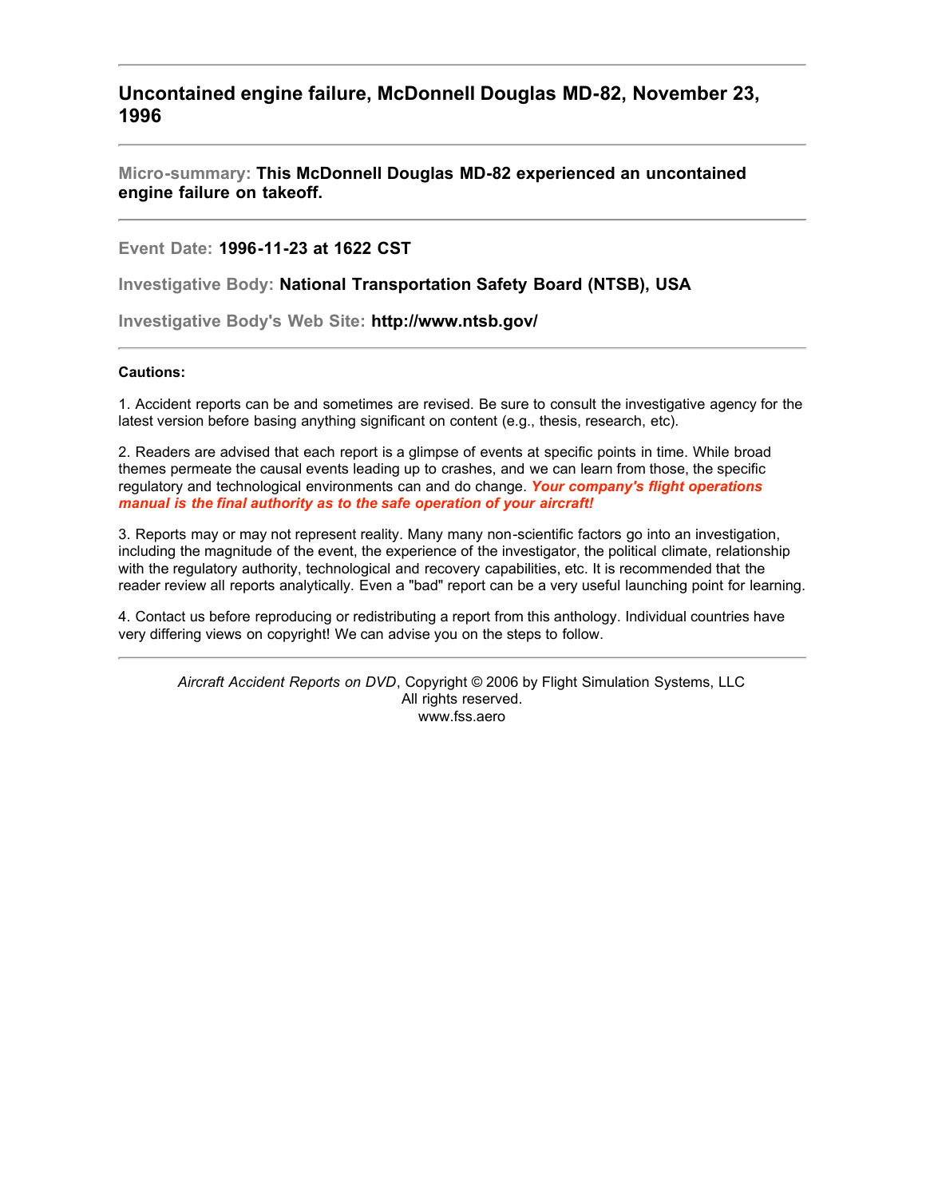## Uncontained engine failure, McDonnell Douglas MD-82, November 23, 1996

**Micro-summary: This McDonnell Douglas MD-82 experienced an uncontained engine failure on takeoff.**

**Event Date: 1996-11-23 at 1622 CST**

**Investigative Body: National Transportation Safety Board (NTSB), USA**

**Investigative Body's Web Site: http://www.ntsb.gov/**

**Cautions:**

1. Accident reports can be and sometimes are revised. Be sure to consult the investigative agency for the latest version before basing anything significant on content (e.g., thesis, research, etc).

2. Readers are advised that each report is a glimpse of events at specific points in time. While broad themes permeate the causal events leading up to crashes, and we can learn from those, the specific regulatory and technological environments can and do change. ***Your company's flight operations manual is the final authority as to the safe operation of your aircraft!***

3. Reports may or may not represent reality. Many many non-scientific factors go into an investigation, including the magnitude of the event, the experience of the investigator, the political climate, relationship with the regulatory authority, technological and recovery capabilities, etc. It is recommended that the reader review all reports analytically. Even a "bad" report can be a very useful launching point for learning.

4. Contact us before reproducing or redistributing a report from this anthology. Individual countries have very differing views on copyright! We can advise you on the steps to follow.

*Aircraft Accident Reports on DVD*, Copyright © 2006 by Flight Simulation Systems, LLC
All rights reserved.
www.fss.aero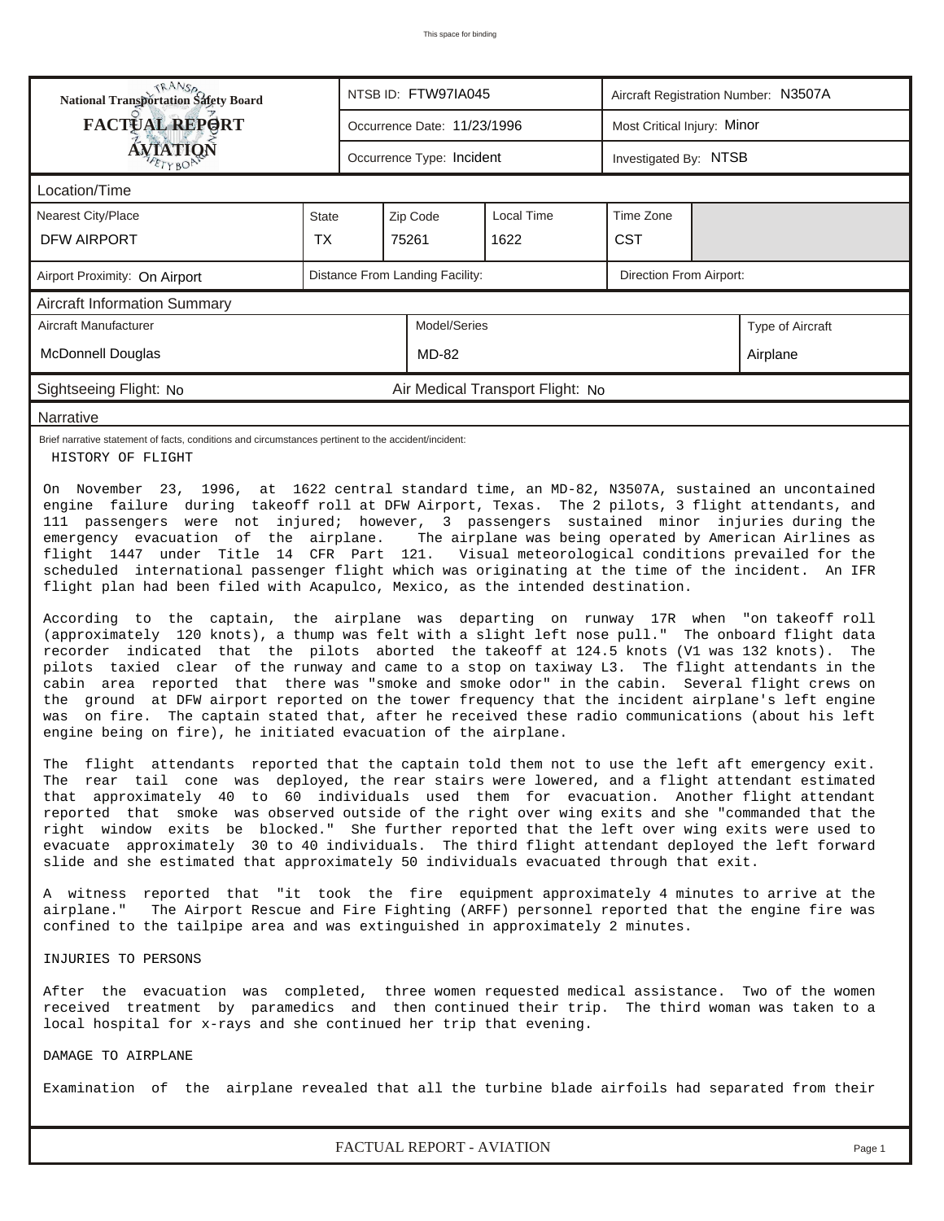This space for binding

| National Transportation Safety Board FACTUAL REPORT AVIATION | NTSB ID: FTW97IA045 | Aircraft Registration Number: N3507A |
|---|---|---|
| | Occurrence Date: 11/23/1996 | Most Critical Injury: Minor |
| | Occurrence Type: Incident | Investigated By: NTSB |

**Location/Time**

| Nearest City/Place | State | Zip Code | Local Time | Time Zone |
|---|---|---|---|---|
| DFW AIRPORT | TX | 75261 | 1622 | CST |

| Airport Proximity: On Airport | Distance From Landing Facility: | Direction From Airport: |
|---|---|---|

**Aircraft Information Summary**

| Aircraft Manufacturer | Model/Series | Type of Aircraft |
|---|---|---|
| McDonnell Douglas | MD-82 | Airplane |

Sightseeing Flight: No | Air Medical Transport Flight: No

**Narrative**

Brief narrative statement of facts, conditions and circumstances pertinent to the accident/incident:

HISTORY OF FLIGHT

On November 23, 1996, at 1622 central standard time, an MD-82, N3507A, sustained an uncontained engine failure during takeoff roll at DFW Airport, Texas. The 2 pilots, 3 flight attendants, and 111 passengers were not injured; however, 3 passengers sustained minor injuries during the emergency evacuation of the airplane. The airplane was being operated by American Airlines as flight 1447 under Title 14 CFR Part 121. Visual meteorological conditions prevailed for the scheduled international passenger flight which was originating at the time of the incident. An IFR flight plan had been filed with Acapulco, Mexico, as the intended destination.

According to the captain, the airplane was departing on runway 17R when "on takeoff roll (approximately 120 knots), a thump was felt with a slight left nose pull." The onboard flight data recorder indicated that the pilots aborted the takeoff at 124.5 knots (V1 was 132 knots). The pilots taxied clear of the runway and came to a stop on taxiway L3. The flight attendants in the cabin area reported that there was "smoke and smoke odor" in the cabin. Several flight crews on the ground at DFW airport reported on the tower frequency that the incident airplane's left engine was on fire. The captain stated that, after he received these radio communications (about his left engine being on fire), he initiated evacuation of the airplane.

The flight attendants reported that the captain told them not to use the left aft emergency exit. The rear tail cone was deployed, the rear stairs were lowered, and a flight attendant estimated that approximately 40 to 60 individuals used them for evacuation. Another flight attendant reported that smoke was observed outside of the right over wing exits and she "commanded that the right window exits be blocked." She further reported that the left over wing exits were used to evacuate approximately 30 to 40 individuals. The third flight attendant deployed the left forward slide and she estimated that approximately 50 individuals evacuated through that exit.

A witness reported that "it took the fire equipment approximately 4 minutes to arrive at the airplane." The Airport Rescue and Fire Fighting (ARFF) personnel reported that the engine fire was confined to the tailpipe area and was extinguished in approximately 2 minutes.

INJURIES TO PERSONS

After the evacuation was completed, three women requested medical assistance. Two of the women received treatment by paramedics and then continued their trip. The third woman was taken to a local hospital for x-rays and she continued her trip that evening.

DAMAGE TO AIRPLANE

Examination of the airplane revealed that all the turbine blade airfoils had separated from their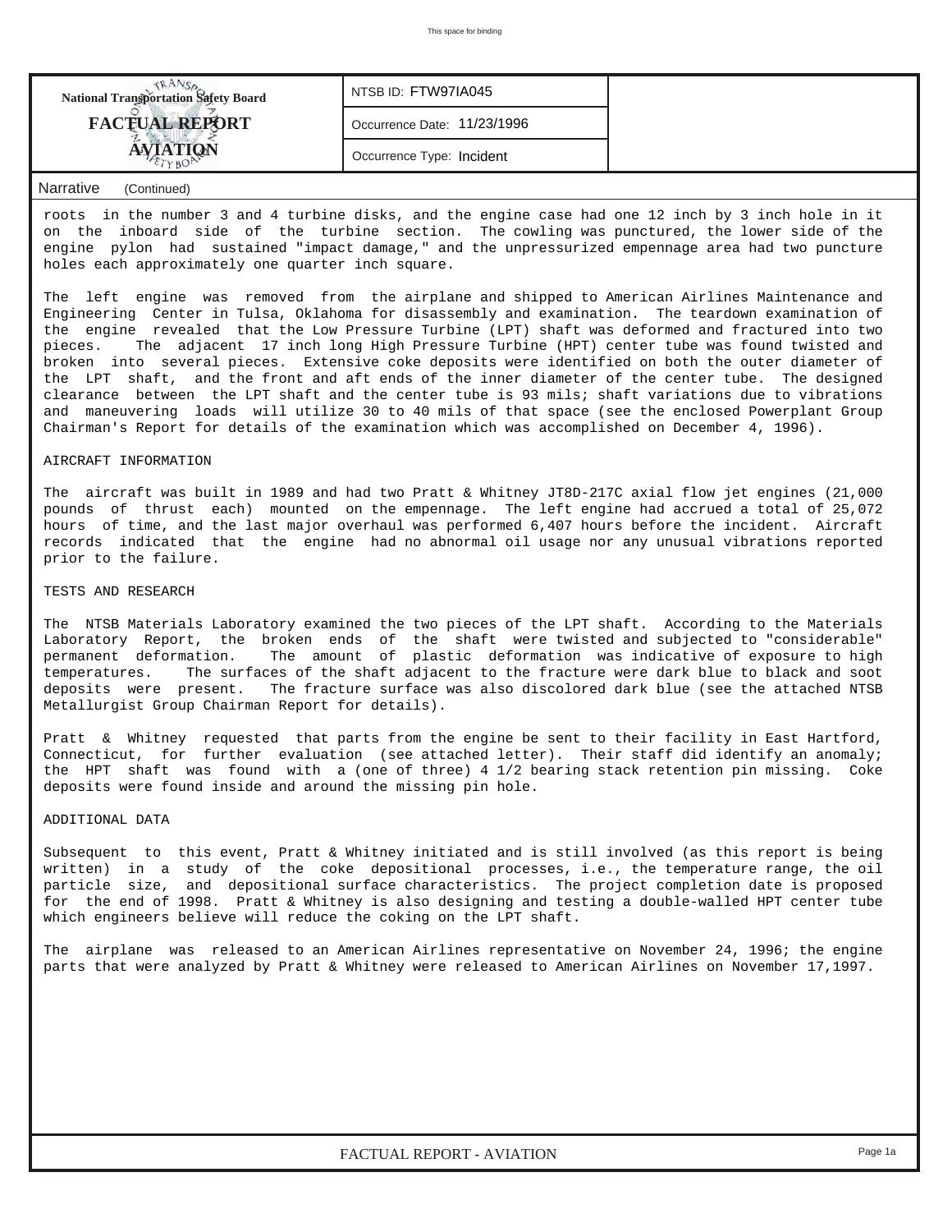| National Transportation Safety Board FACTUAL REPORT AVIATION | NTSB ID: FTW97IA045 | |
|---|---|---|
| | Occurrence Date: 11/23/1996 | |
| | Occurrence Type: Incident | |

Narrative (Continued)

roots in the number 3 and 4 turbine disks, and the engine case had one 12 inch by 3 inch hole in it on the inboard side of the turbine section. The cowling was punctured, the lower side of the engine pylon had sustained "impact damage," and the unpressurized empennage area had two puncture holes each approximately one quarter inch square.

The left engine was removed from the airplane and shipped to American Airlines Maintenance and Engineering Center in Tulsa, Oklahoma for disassembly and examination. The teardown examination of the engine revealed that the Low Pressure Turbine (LPT) shaft was deformed and fractured into two pieces. The adjacent 17 inch long High Pressure Turbine (HPT) center tube was found twisted and broken into several pieces. Extensive coke deposits were identified on both the outer diameter of the LPT shaft, and the front and aft ends of the inner diameter of the center tube. The designed clearance between the LPT shaft and the center tube is 93 mils; shaft variations due to vibrations and maneuvering loads will utilize 30 to 40 mils of that space (see the enclosed Powerplant Group Chairman's Report for details of the examination which was accomplished on December 4, 1996).

AIRCRAFT INFORMATION

The aircraft was built in 1989 and had two Pratt & Whitney JT8D-217C axial flow jet engines (21,000 pounds of thrust each) mounted on the empennage. The left engine had accrued a total of 25,072 hours of time, and the last major overhaul was performed 6,407 hours before the incident. Aircraft records indicated that the engine had no abnormal oil usage nor any unusual vibrations reported prior to the failure.

TESTS AND RESEARCH

The NTSB Materials Laboratory examined the two pieces of the LPT shaft. According to the Materials Laboratory Report, the broken ends of the shaft were twisted and subjected to "considerable" permanent deformation. The amount of plastic deformation was indicative of exposure to high temperatures. The surfaces of the shaft adjacent to the fracture were dark blue to black and soot deposits were present. The fracture surface was also discolored dark blue (see the attached NTSB Metallurgist Group Chairman Report for details).

Pratt & Whitney requested that parts from the engine be sent to their facility in East Hartford, Connecticut, for further evaluation (see attached letter). Their staff did identify an anomaly; the HPT shaft was found with a (one of three) 4 1/2 bearing stack retention pin missing. Coke deposits were found inside and around the missing pin hole.

ADDITIONAL DATA

Subsequent to this event, Pratt & Whitney initiated and is still involved (as this report is being written) in a study of the coke depositional processes, i.e., the temperature range, the oil particle size, and depositional surface characteristics. The project completion date is proposed for the end of 1998. Pratt & Whitney is also designing and testing a double-walled HPT center tube which engineers believe will reduce the coking on the LPT shaft.

The airplane was released to an American Airlines representative on November 24, 1996; the engine parts that were analyzed by Pratt & Whitney were released to American Airlines on November 17,1997.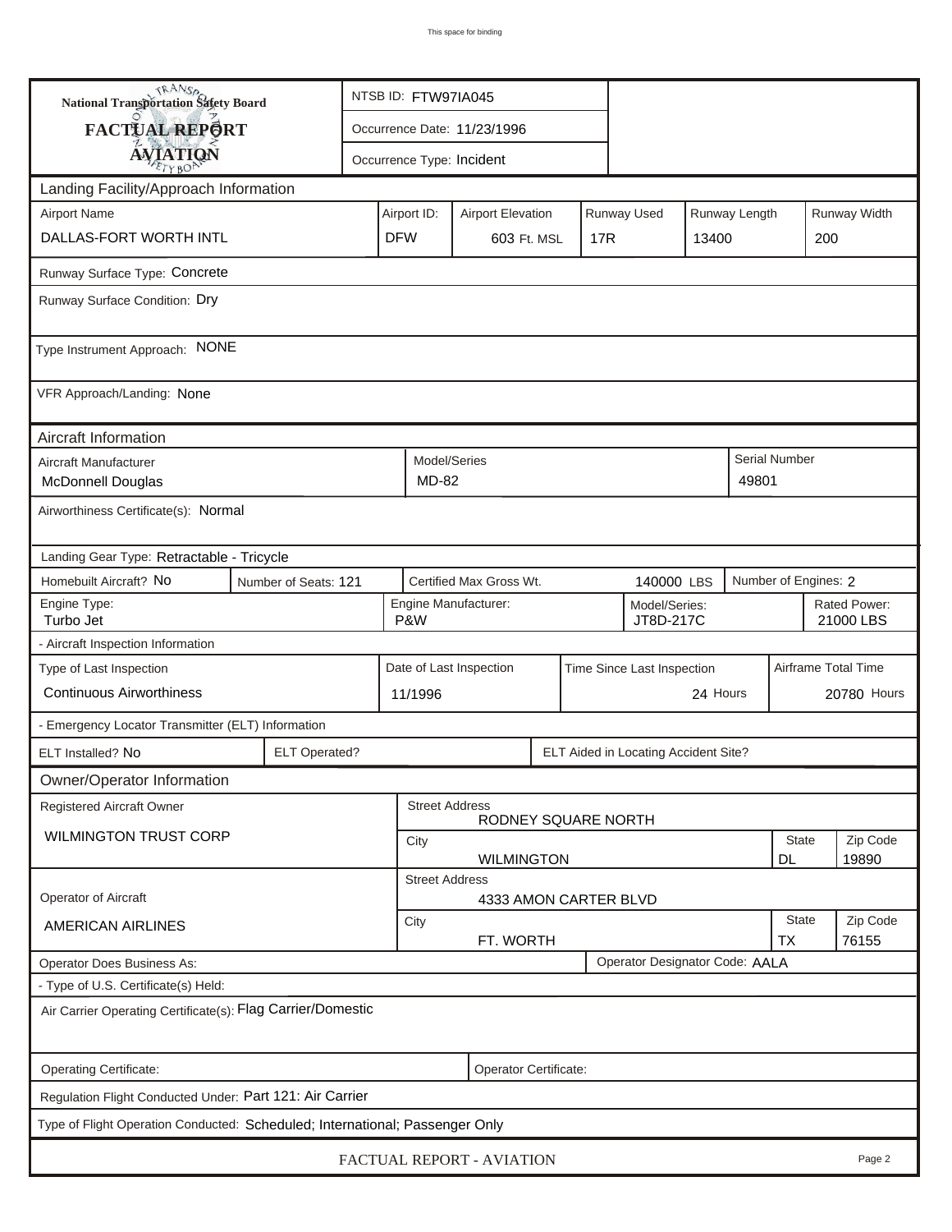This space for binding

**National Transportation Safety Board**
**FACTUAL REPORT**
**AVIATION**

| | |
|---|---|
| NTSB ID: FTW97IA045 | |
| Occurrence Date: 11/23/1996 | |
| Occurrence Type: Incident | |

## Landing Facility/Approach Information

| Airport Name | Airport ID: | Airport Elevation | Runway Used | Runway Length | Runway Width |
|---|---|---|---|---|---|
| DALLAS-FORT WORTH INTL | DFW | 603 Ft. MSL | 17R | 13400 | 200 |

Runway Surface Type: Concrete

Runway Surface Condition: Dry

Type Instrument Approach: NONE

VFR Approach/Landing: None

## Aircraft Information

| Aircraft Manufacturer | Model/Series | Serial Number |
|---|---|---|
| McDonnell Douglas | MD-82 | 49801 |

Airworthiness Certificate(s): Normal

Landing Gear Type: Retractable - Tricycle

| Homebuilt Aircraft? | Number of Seats: | Certified Max Gross Wt. | Number of Engines: |
|---|---|---|---|
| No | 121 | 140000 LBS | 2 |

| Engine Type: | Engine Manufacturer: | Model/Series: | Rated Power: |
|---|---|---|---|
| Turbo Jet | P&W | JT8D-217C | 21000 LBS |

- Aircraft Inspection Information

| Type of Last Inspection | Date of Last Inspection | Time Since Last Inspection | Airframe Total Time |
|---|---|---|---|
| Continuous Airworthiness | 11/1996 | 24 Hours | 20780 Hours |

- Emergency Locator Transmitter (ELT) Information

| ELT Installed? | ELT Operated? | ELT Aided in Locating Accident Site? |
|---|---|---|
| No | | |

## Owner/Operator Information

| Registered Aircraft Owner | Street Address | City | State | Zip Code |
|---|---|---|---|---|
| WILMINGTON TRUST CORP | RODNEY SQUARE NORTH | WILMINGTON | DL | 19890 |

| Operator of Aircraft | Street Address | City | State | Zip Code |
|---|---|---|---|---|
| AMERICAN AIRLINES | 4333 AMON CARTER BLVD | FT. WORTH | TX | 76155 |

Operator Does Business As:

Operator Designator Code: AALA

- Type of U.S. Certificate(s) Held:

Air Carrier Operating Certificate(s): Flag Carrier/Domestic

Operating Certificate:

Operator Certificate:

Regulation Flight Conducted Under: Part 121: Air Carrier

Type of Flight Operation Conducted: Scheduled; International; Passenger Only

FACTUAL REPORT - AVIATION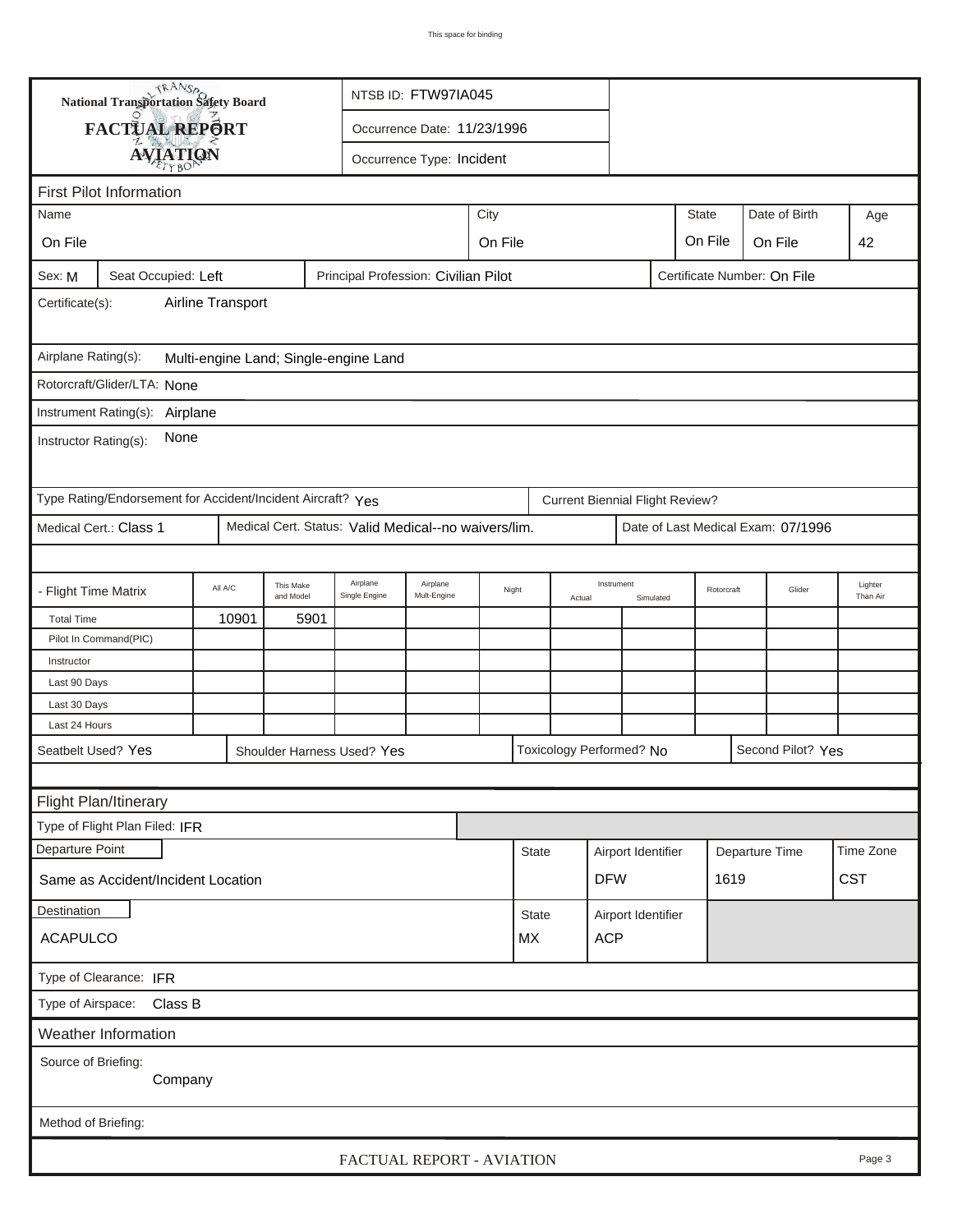This space for binding

| National Transportation Safety Board | NTSB ID: FTW97IA045 |
|---|---|
| **FACTUAL REPORT** | Occurrence Date: 11/23/1996 |
| **AVIATION** | Occurrence Type: Incident |

## First Pilot Information

| Name | City | State | Date of Birth | Age |
|---|---|---|---|---|
| On File | On File | On File | On File | 42 |

Sex: M | Seat Occupied: Left | Principal Profession: Civilian Pilot | Certificate Number: On File

Certificate(s): Airline Transport

Airplane Rating(s): Multi-engine Land; Single-engine Land

Rotorcraft/Glider/LTA: None

Instrument Rating(s): Airplane

Instructor Rating(s): None

Type Rating/Endorsement for Accident/Incident Aircraft? Yes | Current Biennial Flight Review?

Medical Cert.: Class 1 | Medical Cert. Status: Valid Medical--no waivers/lim. | Date of Last Medical Exam: 07/1996

| - Flight Time Matrix | All A/C | This Make and Model | Airplane Single Engine | Airplane Mult-Engine | Night | Instrument Actual | Instrument Simulated | Rotorcraft | Glider | Lighter Than Air |
|---|---|---|---|---|---|---|---|---|---|---|
| Total Time | 10901 | 5901 | | | | | | | | |
| Pilot In Command(PIC) | | | | | | | | | | |
| Instructor | | | | | | | | | | |
| Last 90 Days | | | | | | | | | | |
| Last 30 Days | | | | | | | | | | |
| Last 24 Hours | | | | | | | | | | |

Seatbelt Used? Yes | Shoulder Harness Used? Yes | Toxicology Performed? No | Second Pilot? Yes

## Flight Plan/Itinerary

Type of Flight Plan Filed: IFR

| Departure Point | State | Airport Identifier | Departure Time | Time Zone |
|---|---|---|---|---|
| Same as Accident/Incident Location | | DFW | 1619 | CST |

| Destination | State | Airport Identifier |
|---|---|---|
| ACAPULCO | MX | ACP |

Type of Clearance: IFR

Type of Airspace: Class B

## Weather Information

Source of Briefing: Company

Method of Briefing:

FACTUAL REPORT - AVIATION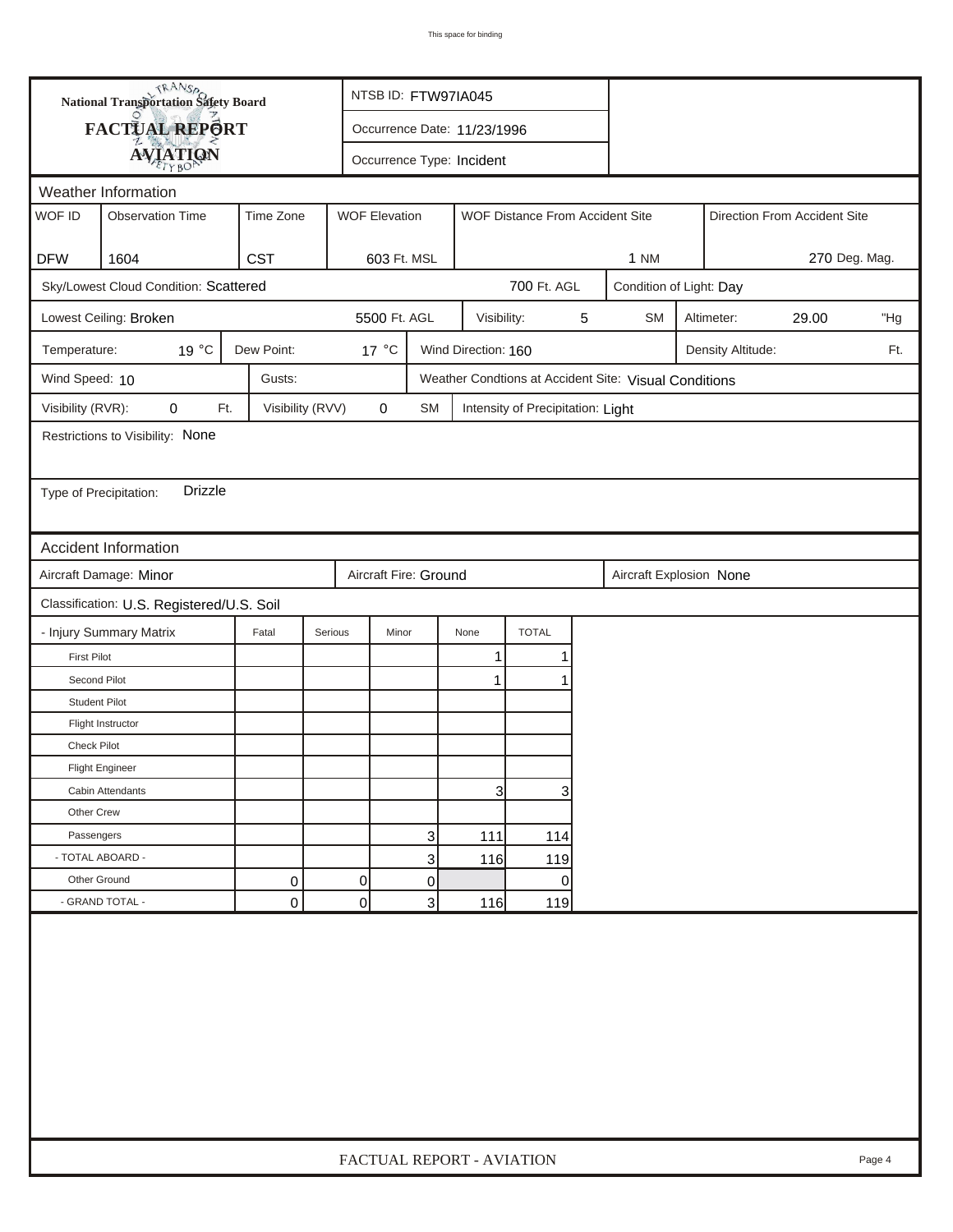# National Transportation Safety Board
## FACTUAL REPORT
## AVIATION

NTSB ID: FTW97IA045

Occurrence Date: 11/23/1996

Occurrence Type: Incident

### Weather Information

| WOF ID | Observation Time | Time Zone | WOF Elevation | WOF Distance From Accident Site | Direction From Accident Site |
|---|---|---|---|---|---|
| DFW | 1604 | CST | 603 Ft. MSL | 1 NM | 270 Deg. Mag. |

Sky/Lowest Cloud Condition: Scattered 700 Ft. AGL

Condition of Light: Day

Lowest Ceiling: Broken 5500 Ft. AGL

Visibility: 5 SM

Altimeter: 29.00 "Hg

Temperature: 19 °C

Dew Point: 17 °C

Wind Direction: 160

Density Altitude: Ft.

Wind Speed: 10

Gusts:

Weather Condtions at Accident Site: Visual Conditions

Visibility (RVR): 0 Ft.

Visibility (RVV) 0 SM

Intensity of Precipitation: Light

Restrictions to Visibility: None

Type of Precipitation: Drizzle

### Accident Information

Aircraft Damage: Minor

Aircraft Fire: Ground

Aircraft Explosion None

Classification: U.S. Registered/U.S. Soil

| - Injury Summary Matrix | Fatal | Serious | Minor | None | TOTAL |
|---|---|---|---|---|---|
| First Pilot | | | | 1 | 1 |
| Second Pilot | | | | 1 | 1 |
| Student Pilot | | | | | |
| Flight Instructor | | | | | |
| Check Pilot | | | | | |
| Flight Engineer | | | | | |
| Cabin Attendants | | | | 3 | 3 |
| Other Crew | | | | | |
| Passengers | | | 3 | 111 | 114 |
| - TOTAL ABOARD - | | | 3 | 116 | 119 |
| Other Ground | 0 | 0 | 0 | | 0 |
| - GRAND TOTAL - | 0 | 0 | 3 | 116 | 119 |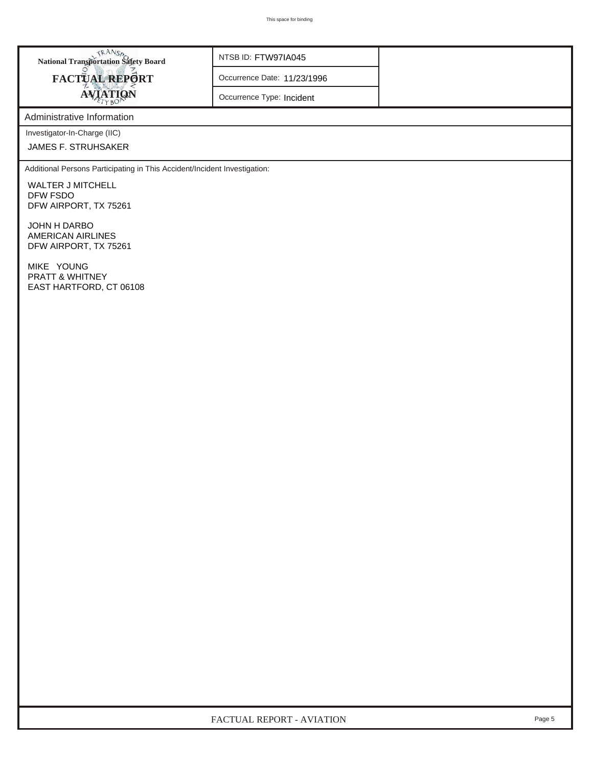**National Transportation Safety Board**

**FACTUAL REPORT**

**AVIATION**

| | |
|---|---|
| NTSB ID: FTW97IA045 | |
| Occurrence Date: 11/23/1996 | |
| Occurrence Type: Incident | |

## Administrative Information

Investigator-In-Charge (IIC)

JAMES F. STRUHSAKER

Additional Persons Participating in This Accident/Incident Investigation:

WALTER J MITCHELL
DFW FSDO
DFW AIRPORT, TX 75261

JOHN H DARBO
AMERICAN AIRLINES
DFW AIRPORT, TX 75261

MIKE YOUNG
PRATT & WHITNEY
EAST HARTFORD, CT 06108